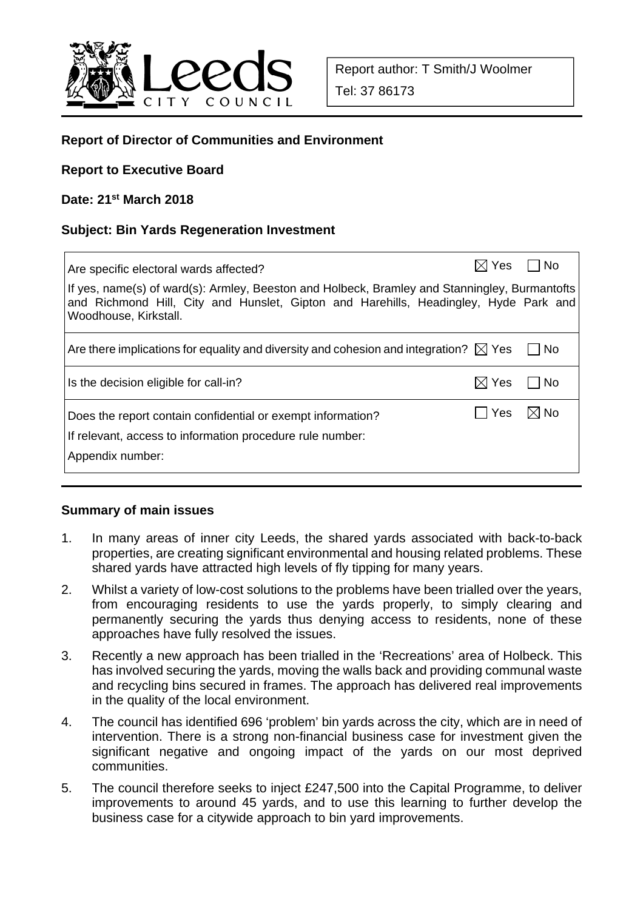Leeds CITY COUNCIL

Report author: T Smith/J Woolmer

Tel: 37 86173

**Report of Director of Communities and Environment**

**Report to Executive Board**

**Date: 21st March 2018**

**Subject: Bin Yards Regeneration Investment**

| | | |
|---|---|---|
| Are specific electoral wards affected? | ☒ Yes | ☐ No |
| If yes, name(s) of ward(s): Armley, Beeston and Holbeck, Bramley and Stanningley, Burmantofts and Richmond Hill, City and Hunslet, Gipton and Harehills, Headingley, Hyde Park and Woodhouse, Kirkstall. | | |
| Are there implications for equality and diversity and cohesion and integration? | ☒ Yes | ☐ No |
| Is the decision eligible for call-in? | ☒ Yes | ☐ No |
| Does the report contain confidential or exempt information? | ☐ Yes | ☒ No |
| If relevant, access to information procedure rule number: | | |
| Appendix number: | | |

**Summary of main issues**

1. In many areas of inner city Leeds, the shared yards associated with back-to-back properties, are creating significant environmental and housing related problems. These shared yards have attracted high levels of fly tipping for many years.
2. Whilst a variety of low-cost solutions to the problems have been trialled over the years, from encouraging residents to use the yards properly, to simply clearing and permanently securing the yards thus denying access to residents, none of these approaches have fully resolved the issues.
3. Recently a new approach has been trialled in the 'Recreations' area of Holbeck. This has involved securing the yards, moving the walls back and providing communal waste and recycling bins secured in frames. The approach has delivered real improvements in the quality of the local environment.
4. The council has identified 696 'problem' bin yards across the city, which are in need of intervention. There is a strong non-financial business case for investment given the significant negative and ongoing impact of the yards on our most deprived communities.
5. The council therefore seeks to inject £247,500 into the Capital Programme, to deliver improvements to around 45 yards, and to use this learning to further develop the business case for a citywide approach to bin yard improvements.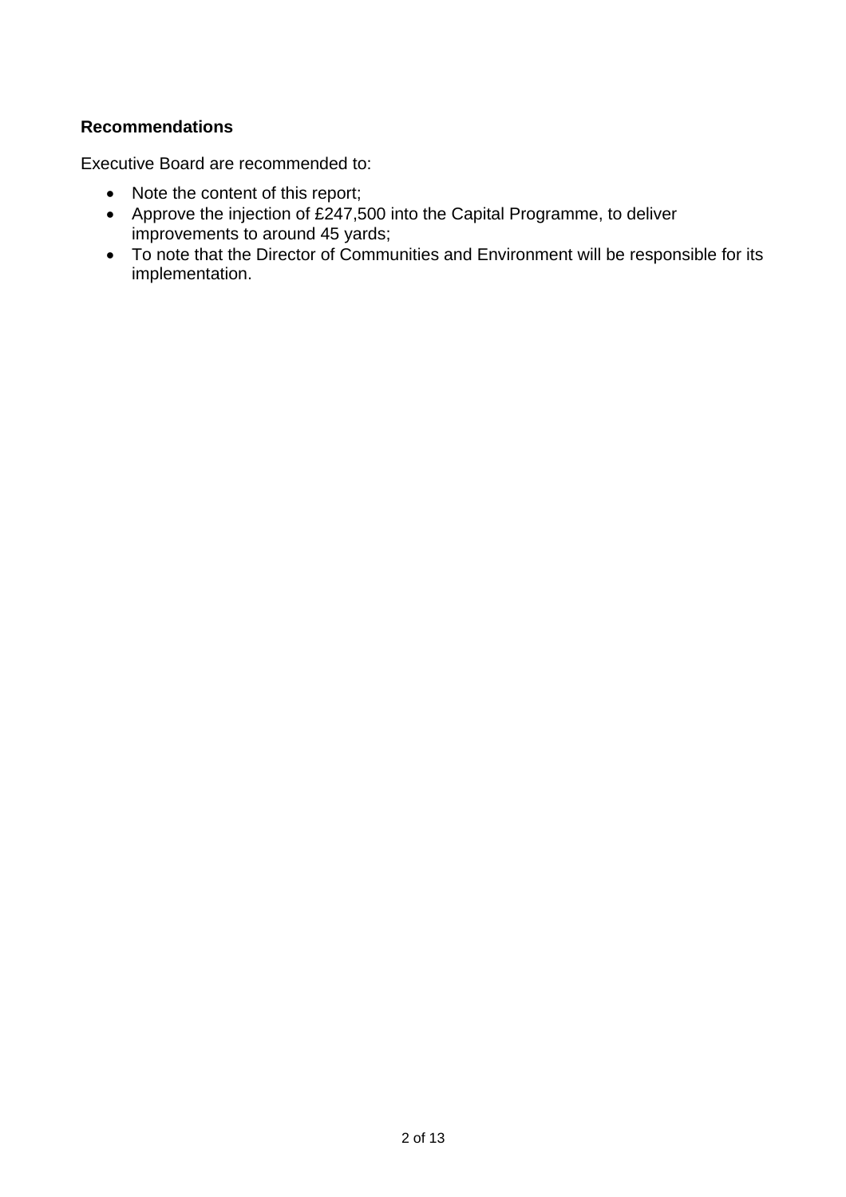**Recommendations**

Executive Board are recommended to:

- Note the content of this report;
- Approve the injection of £247,500 into the Capital Programme, to deliver improvements to around 45 yards;
- To note that the Director of Communities and Environment will be responsible for its implementation.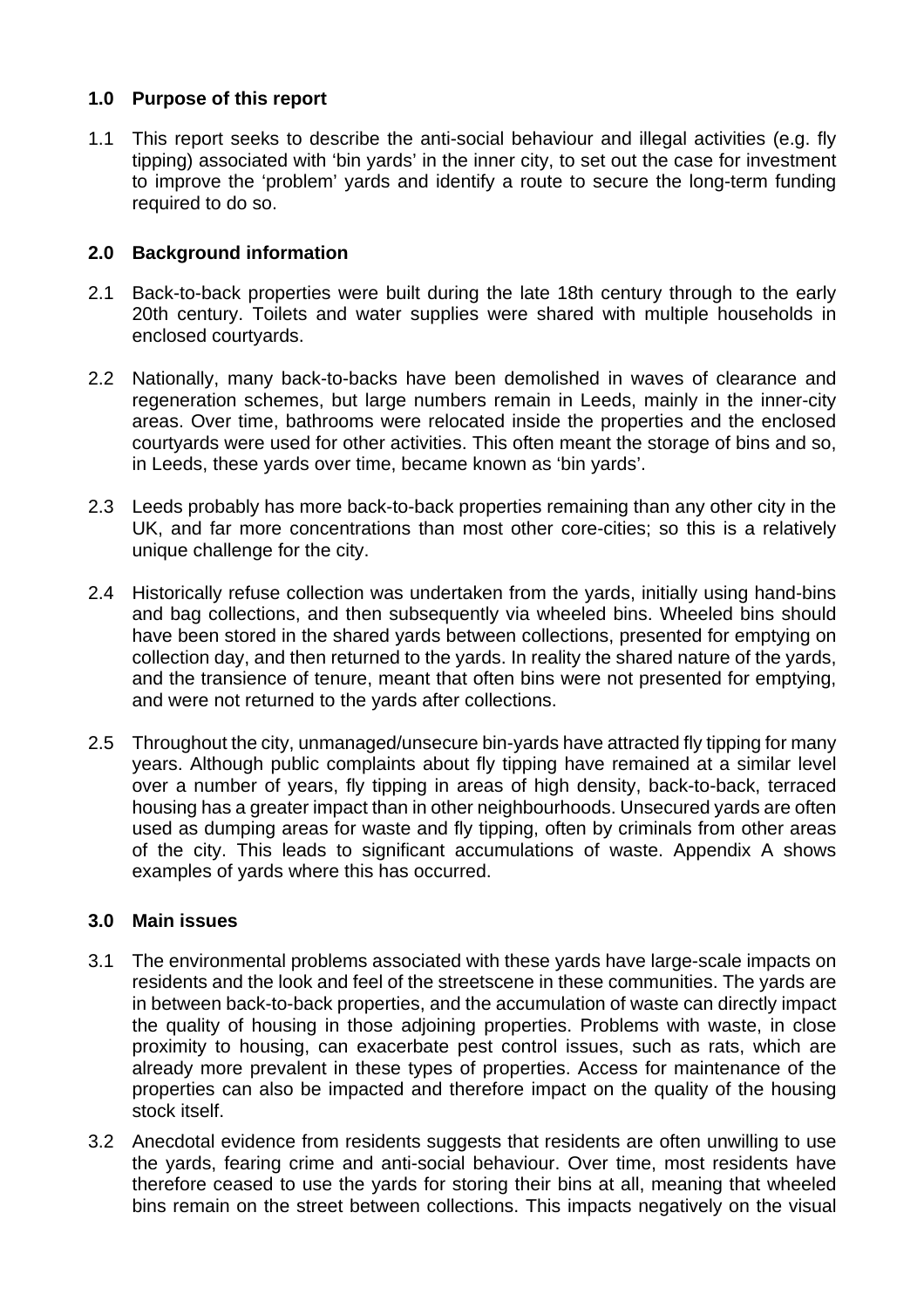## 1.0 Purpose of this report

1.1 This report seeks to describe the anti-social behaviour and illegal activities (e.g. fly tipping) associated with 'bin yards' in the inner city, to set out the case for investment to improve the 'problem' yards and identify a route to secure the long-term funding required to do so.

## 2.0 Background information

2.1 Back-to-back properties were built during the late 18th century through to the early 20th century. Toilets and water supplies were shared with multiple households in enclosed courtyards.

2.2 Nationally, many back-to-backs have been demolished in waves of clearance and regeneration schemes, but large numbers remain in Leeds, mainly in the inner-city areas. Over time, bathrooms were relocated inside the properties and the enclosed courtyards were used for other activities. This often meant the storage of bins and so, in Leeds, these yards over time, became known as 'bin yards'.

2.3 Leeds probably has more back-to-back properties remaining than any other city in the UK, and far more concentrations than most other core-cities; so this is a relatively unique challenge for the city.

2.4 Historically refuse collection was undertaken from the yards, initially using hand-bins and bag collections, and then subsequently via wheeled bins. Wheeled bins should have been stored in the shared yards between collections, presented for emptying on collection day, and then returned to the yards. In reality the shared nature of the yards, and the transience of tenure, meant that often bins were not presented for emptying, and were not returned to the yards after collections.

2.5 Throughout the city, unmanaged/unsecure bin-yards have attracted fly tipping for many years. Although public complaints about fly tipping have remained at a similar level over a number of years, fly tipping in areas of high density, back-to-back, terraced housing has a greater impact than in other neighbourhoods. Unsecured yards are often used as dumping areas for waste and fly tipping, often by criminals from other areas of the city. This leads to significant accumulations of waste. Appendix A shows examples of yards where this has occurred.

## 3.0 Main issues

3.1 The environmental problems associated with these yards have large-scale impacts on residents and the look and feel of the streetscene in these communities. The yards are in between back-to-back properties, and the accumulation of waste can directly impact the quality of housing in those adjoining properties. Problems with waste, in close proximity to housing, can exacerbate pest control issues, such as rats, which are already more prevalent in these types of properties. Access for maintenance of the properties can also be impacted and therefore impact on the quality of the housing stock itself.

3.2 Anecdotal evidence from residents suggests that residents are often unwilling to use the yards, fearing crime and anti-social behaviour. Over time, most residents have therefore ceased to use the yards for storing their bins at all, meaning that wheeled bins remain on the street between collections. This impacts negatively on the visual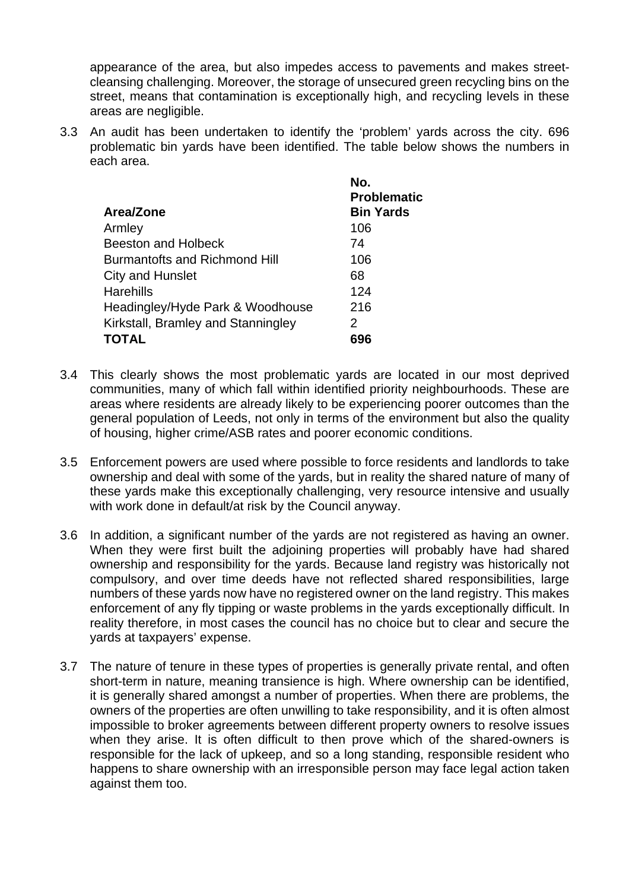appearance of the area, but also impedes access to pavements and makes street-cleansing challenging. Moreover, the storage of unsecured green recycling bins on the street, means that contamination is exceptionally high, and recycling levels in these areas are negligible.

3.3 An audit has been undertaken to identify the 'problem' yards across the city. 696 problematic bin yards have been identified. The table below shows the numbers in each area.

| **Area/Zone** | **No. Problematic Bin Yards** |
|---|---|
| Armley | 106 |
| Beeston and Holbeck | 74 |
| Burmantofts and Richmond Hill | 106 |
| City and Hunslet | 68 |
| Harehills | 124 |
| Headingley/Hyde Park & Woodhouse | 216 |
| Kirkstall, Bramley and Stanningley | 2 |
| **TOTAL** | **696** |

3.4 This clearly shows the most problematic yards are located in our most deprived communities, many of which fall within identified priority neighbourhoods. These are areas where residents are already likely to be experiencing poorer outcomes than the general population of Leeds, not only in terms of the environment but also the quality of housing, higher crime/ASB rates and poorer economic conditions.

3.5 Enforcement powers are used where possible to force residents and landlords to take ownership and deal with some of the yards, but in reality the shared nature of many of these yards make this exceptionally challenging, very resource intensive and usually with work done in default/at risk by the Council anyway.

3.6 In addition, a significant number of the yards are not registered as having an owner. When they were first built the adjoining properties will probably have had shared ownership and responsibility for the yards. Because land registry was historically not compulsory, and over time deeds have not reflected shared responsibilities, large numbers of these yards now have no registered owner on the land registry. This makes enforcement of any fly tipping or waste problems in the yards exceptionally difficult. In reality therefore, in most cases the council has no choice but to clear and secure the yards at taxpayers' expense.

3.7 The nature of tenure in these types of properties is generally private rental, and often short-term in nature, meaning transience is high. Where ownership can be identified, it is generally shared amongst a number of properties. When there are problems, the owners of the properties are often unwilling to take responsibility, and it is often almost impossible to broker agreements between different property owners to resolve issues when they arise. It is often difficult to then prove which of the shared-owners is responsible for the lack of upkeep, and so a long standing, responsible resident who happens to share ownership with an irresponsible person may face legal action taken against them too.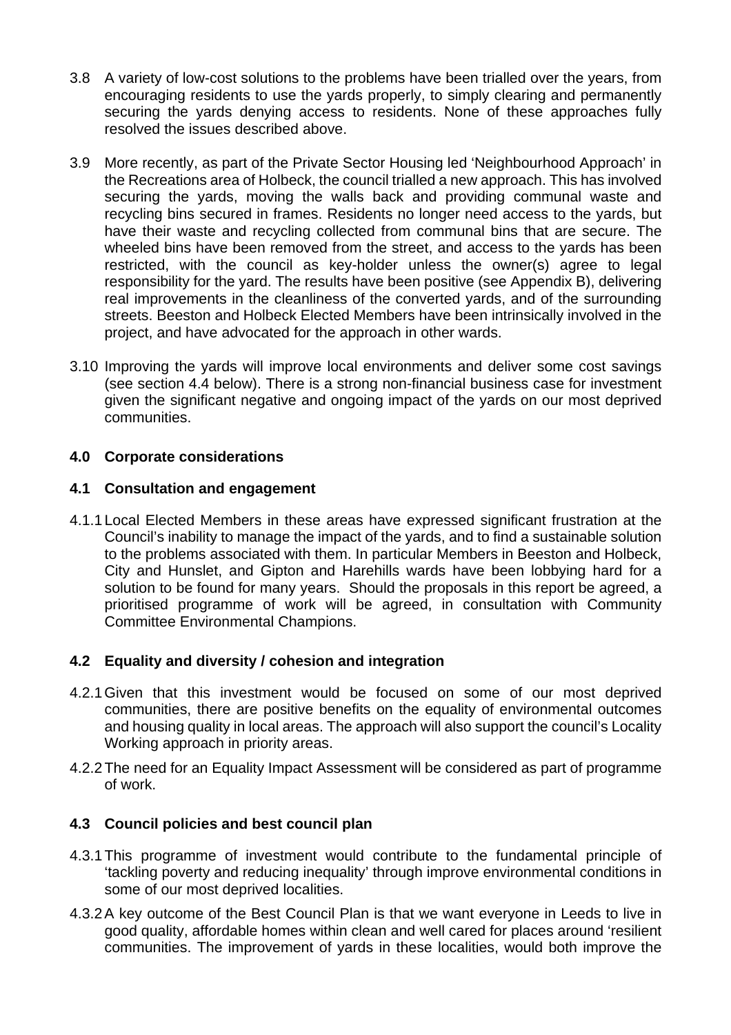3.8 A variety of low-cost solutions to the problems have been trialled over the years, from encouraging residents to use the yards properly, to simply clearing and permanently securing the yards denying access to residents. None of these approaches fully resolved the issues described above.

3.9 More recently, as part of the Private Sector Housing led 'Neighbourhood Approach' in the Recreations area of Holbeck, the council trialled a new approach. This has involved securing the yards, moving the walls back and providing communal waste and recycling bins secured in frames. Residents no longer need access to the yards, but have their waste and recycling collected from communal bins that are secure. The wheeled bins have been removed from the street, and access to the yards has been restricted, with the council as key-holder unless the owner(s) agree to legal responsibility for the yard. The results have been positive (see Appendix B), delivering real improvements in the cleanliness of the converted yards, and of the surrounding streets. Beeston and Holbeck Elected Members have been intrinsically involved in the project, and have advocated for the approach in other wards.

3.10 Improving the yards will improve local environments and deliver some cost savings (see section 4.4 below). There is a strong non-financial business case for investment given the significant negative and ongoing impact of the yards on our most deprived communities.

## 4.0 Corporate considerations

### 4.1 Consultation and engagement

4.1.1 Local Elected Members in these areas have expressed significant frustration at the Council's inability to manage the impact of the yards, and to find a sustainable solution to the problems associated with them. In particular Members in Beeston and Holbeck, City and Hunslet, and Gipton and Harehills wards have been lobbying hard for a solution to be found for many years. Should the proposals in this report be agreed, a prioritised programme of work will be agreed, in consultation with Community Committee Environmental Champions.

### 4.2 Equality and diversity / cohesion and integration

4.2.1 Given that this investment would be focused on some of our most deprived communities, there are positive benefits on the equality of environmental outcomes and housing quality in local areas. The approach will also support the council's Locality Working approach in priority areas.

4.2.2 The need for an Equality Impact Assessment will be considered as part of programme of work.

### 4.3 Council policies and best council plan

4.3.1 This programme of investment would contribute to the fundamental principle of 'tackling poverty and reducing inequality' through improve environmental conditions in some of our most deprived localities.

4.3.2 A key outcome of the Best Council Plan is that we want everyone in Leeds to live in good quality, affordable homes within clean and well cared for places around 'resilient communities. The improvement of yards in these localities, would both improve the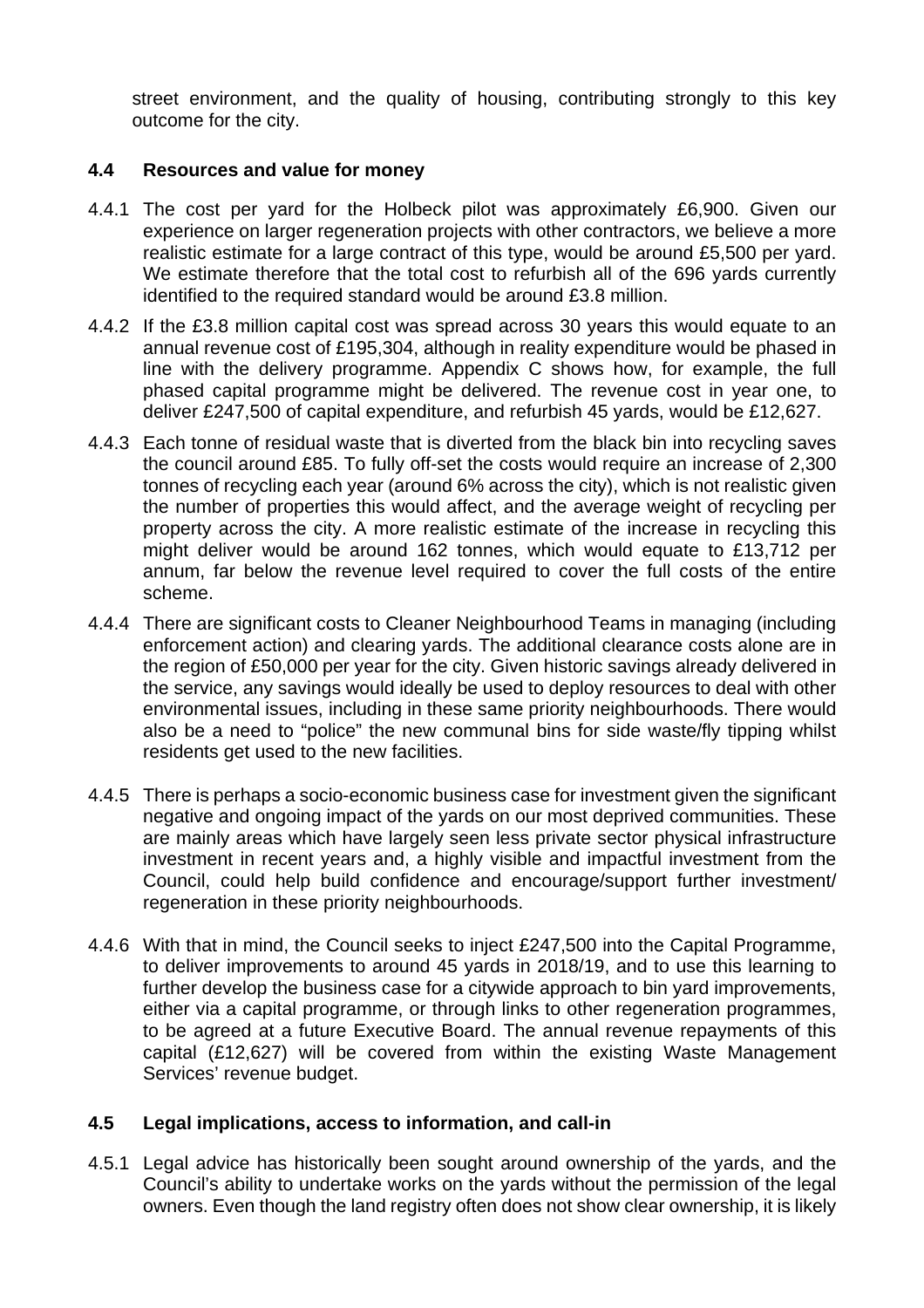street environment, and the quality of housing, contributing strongly to this key outcome for the city.

### 4.4 Resources and value for money

4.4.1 The cost per yard for the Holbeck pilot was approximately £6,900. Given our experience on larger regeneration projects with other contractors, we believe a more realistic estimate for a large contract of this type, would be around £5,500 per yard. We estimate therefore that the total cost to refurbish all of the 696 yards currently identified to the required standard would be around £3.8 million.

4.4.2 If the £3.8 million capital cost was spread across 30 years this would equate to an annual revenue cost of £195,304, although in reality expenditure would be phased in line with the delivery programme. Appendix C shows how, for example, the full phased capital programme might be delivered. The revenue cost in year one, to deliver £247,500 of capital expenditure, and refurbish 45 yards, would be £12,627.

4.4.3 Each tonne of residual waste that is diverted from the black bin into recycling saves the council around £85. To fully off-set the costs would require an increase of 2,300 tonnes of recycling each year (around 6% across the city), which is not realistic given the number of properties this would affect, and the average weight of recycling per property across the city. A more realistic estimate of the increase in recycling this might deliver would be around 162 tonnes, which would equate to £13,712 per annum, far below the revenue level required to cover the full costs of the entire scheme.

4.4.4 There are significant costs to Cleaner Neighbourhood Teams in managing (including enforcement action) and clearing yards. The additional clearance costs alone are in the region of £50,000 per year for the city. Given historic savings already delivered in the service, any savings would ideally be used to deploy resources to deal with other environmental issues, including in these same priority neighbourhoods. There would also be a need to "police" the new communal bins for side waste/fly tipping whilst residents get used to the new facilities.

4.4.5 There is perhaps a socio-economic business case for investment given the significant negative and ongoing impact of the yards on our most deprived communities. These are mainly areas which have largely seen less private sector physical infrastructure investment in recent years and, a highly visible and impactful investment from the Council, could help build confidence and encourage/support further investment/ regeneration in these priority neighbourhoods.

4.4.6 With that in mind, the Council seeks to inject £247,500 into the Capital Programme, to deliver improvements to around 45 yards in 2018/19, and to use this learning to further develop the business case for a citywide approach to bin yard improvements, either via a capital programme, or through links to other regeneration programmes, to be agreed at a future Executive Board. The annual revenue repayments of this capital (£12,627) will be covered from within the existing Waste Management Services' revenue budget.

### 4.5 Legal implications, access to information, and call-in

4.5.1 Legal advice has historically been sought around ownership of the yards, and the Council's ability to undertake works on the yards without the permission of the legal owners. Even though the land registry often does not show clear ownership, it is likely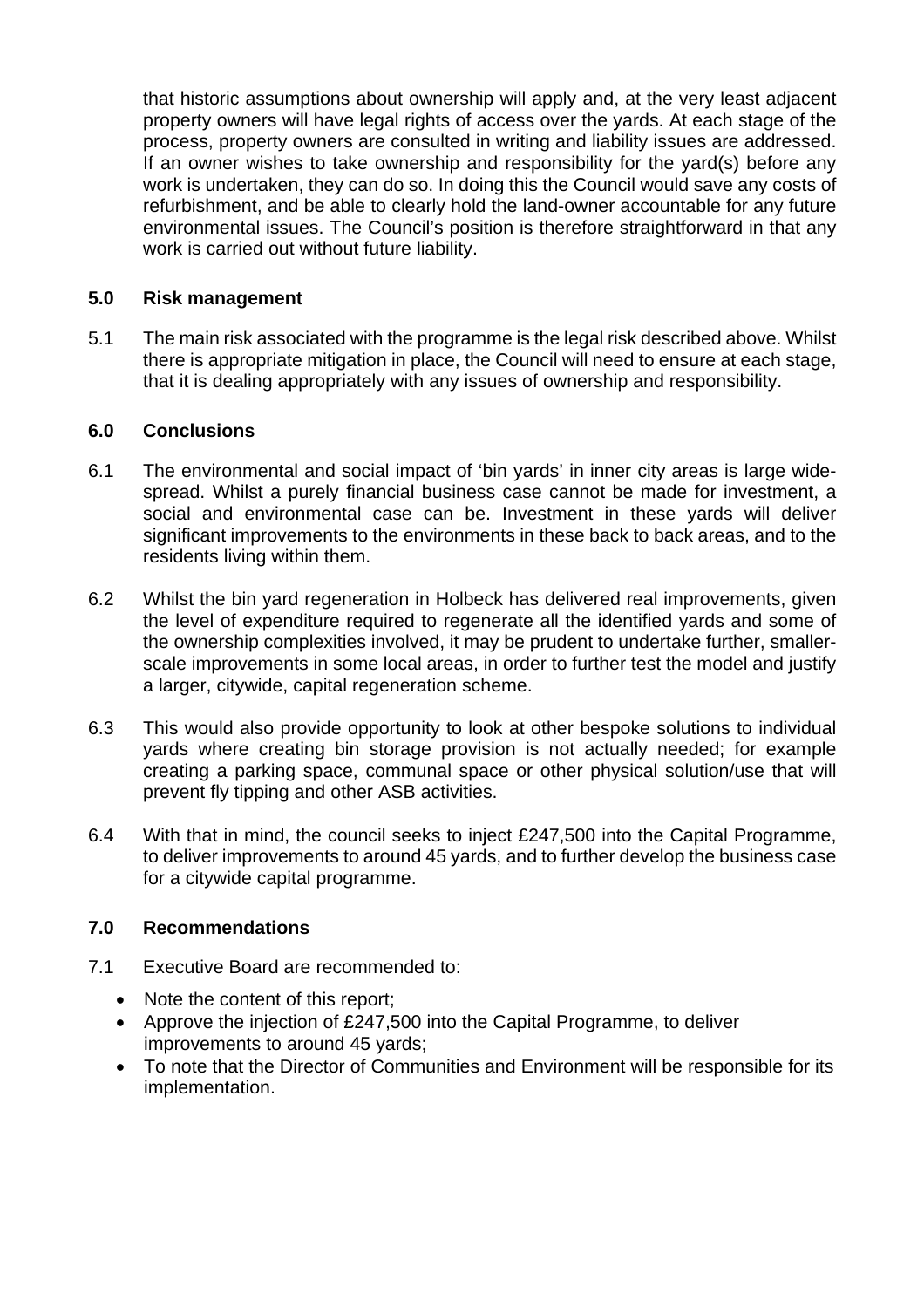that historic assumptions about ownership will apply and, at the very least adjacent property owners will have legal rights of access over the yards. At each stage of the process, property owners are consulted in writing and liability issues are addressed. If an owner wishes to take ownership and responsibility for the yard(s) before any work is undertaken, they can do so. In doing this the Council would save any costs of refurbishment, and be able to clearly hold the land-owner accountable for any future environmental issues. The Council's position is therefore straightforward in that any work is carried out without future liability.

## 5.0 Risk management

5.1 The main risk associated with the programme is the legal risk described above. Whilst there is appropriate mitigation in place, the Council will need to ensure at each stage, that it is dealing appropriately with any issues of ownership and responsibility.

## 6.0 Conclusions

6.1 The environmental and social impact of 'bin yards' in inner city areas is large wide-spread. Whilst a purely financial business case cannot be made for investment, a social and environmental case can be. Investment in these yards will deliver significant improvements to the environments in these back to back areas, and to the residents living within them.

6.2 Whilst the bin yard regeneration in Holbeck has delivered real improvements, given the level of expenditure required to regenerate all the identified yards and some of the ownership complexities involved, it may be prudent to undertake further, smaller-scale improvements in some local areas, in order to further test the model and justify a larger, citywide, capital regeneration scheme.

6.3 This would also provide opportunity to look at other bespoke solutions to individual yards where creating bin storage provision is not actually needed; for example creating a parking space, communal space or other physical solution/use that will prevent fly tipping and other ASB activities.

6.4 With that in mind, the council seeks to inject £247,500 into the Capital Programme, to deliver improvements to around 45 yards, and to further develop the business case for a citywide capital programme.

## 7.0 Recommendations

7.1 Executive Board are recommended to:

- Note the content of this report;
- Approve the injection of £247,500 into the Capital Programme, to deliver improvements to around 45 yards;
- To note that the Director of Communities and Environment will be responsible for its implementation.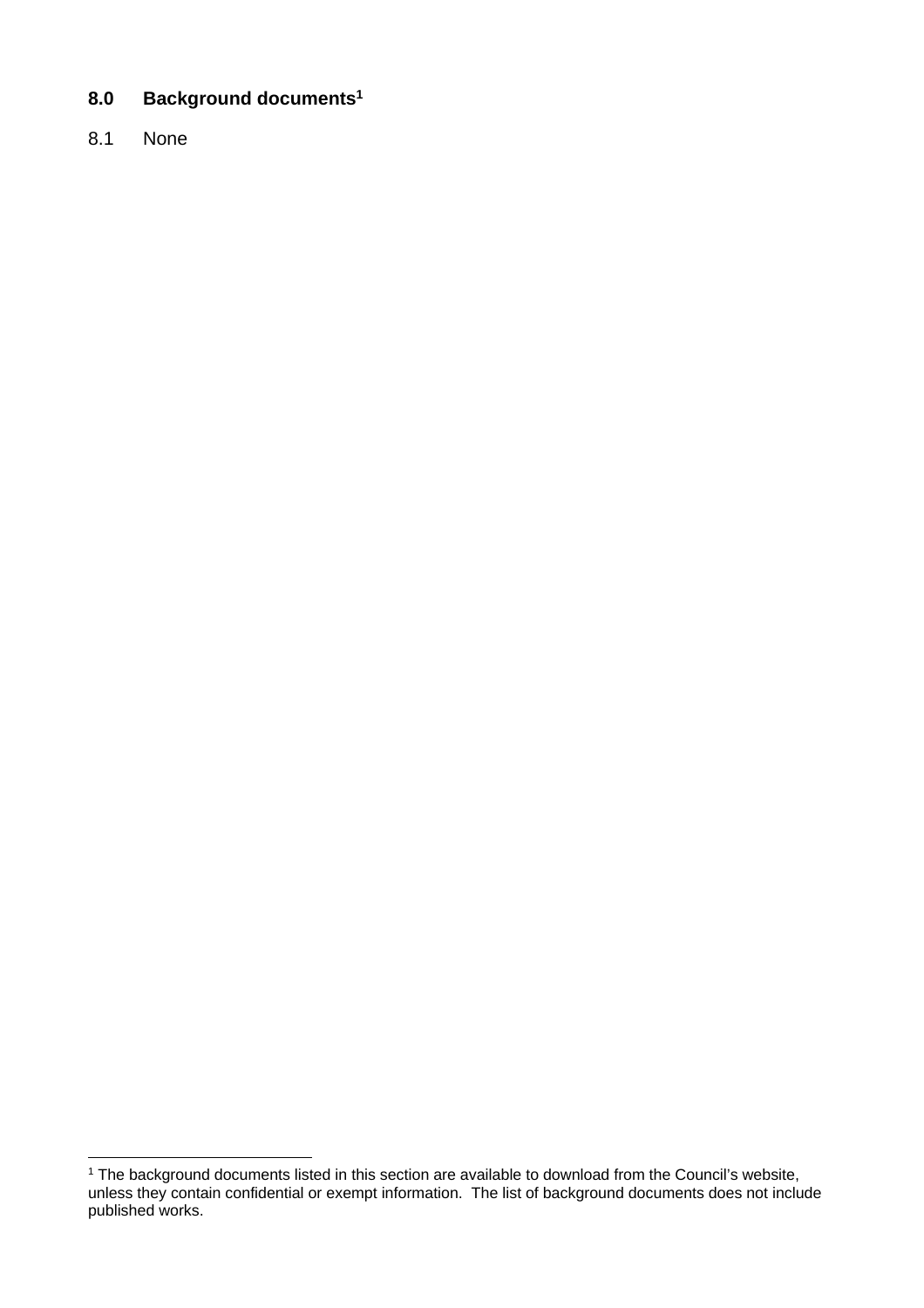## 8.0 Background documents[1]

8.1 None

[1] The background documents listed in this section are available to download from the Council's website, unless they contain confidential or exempt information. The list of background documents does not include published works.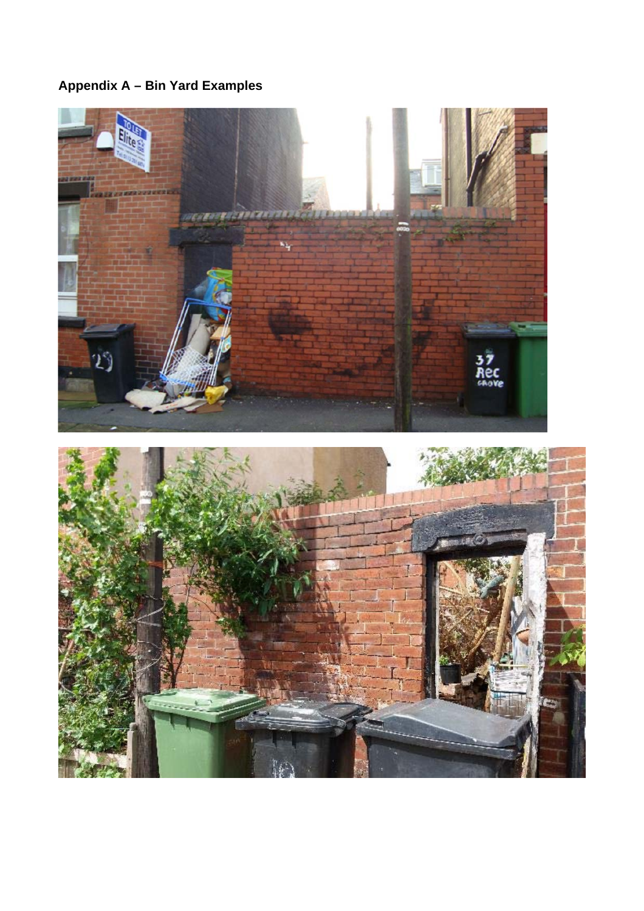**Appendix A – Bin Yard Examples**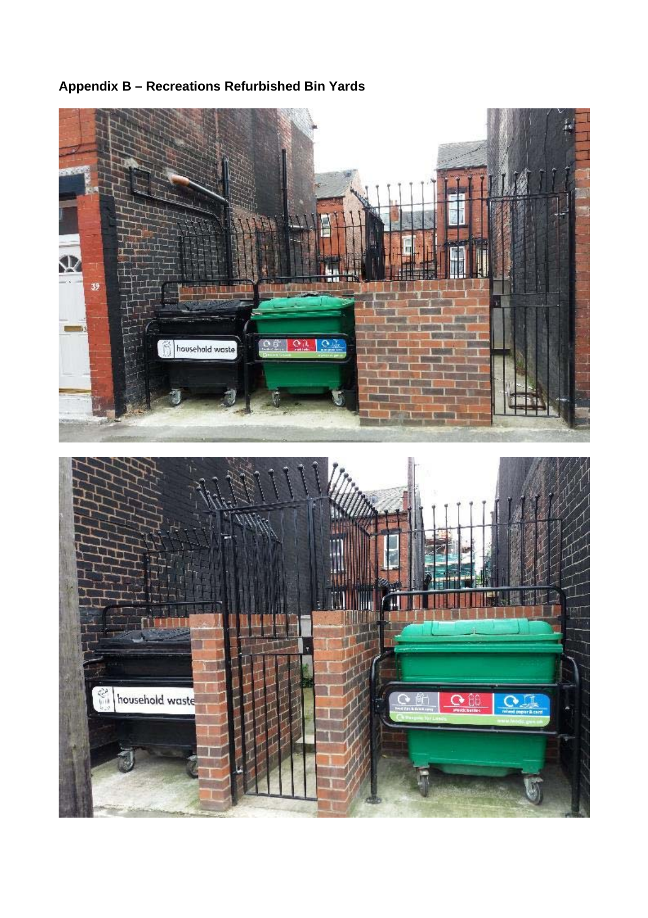**Appendix B – Recreations Refurbished Bin Yards**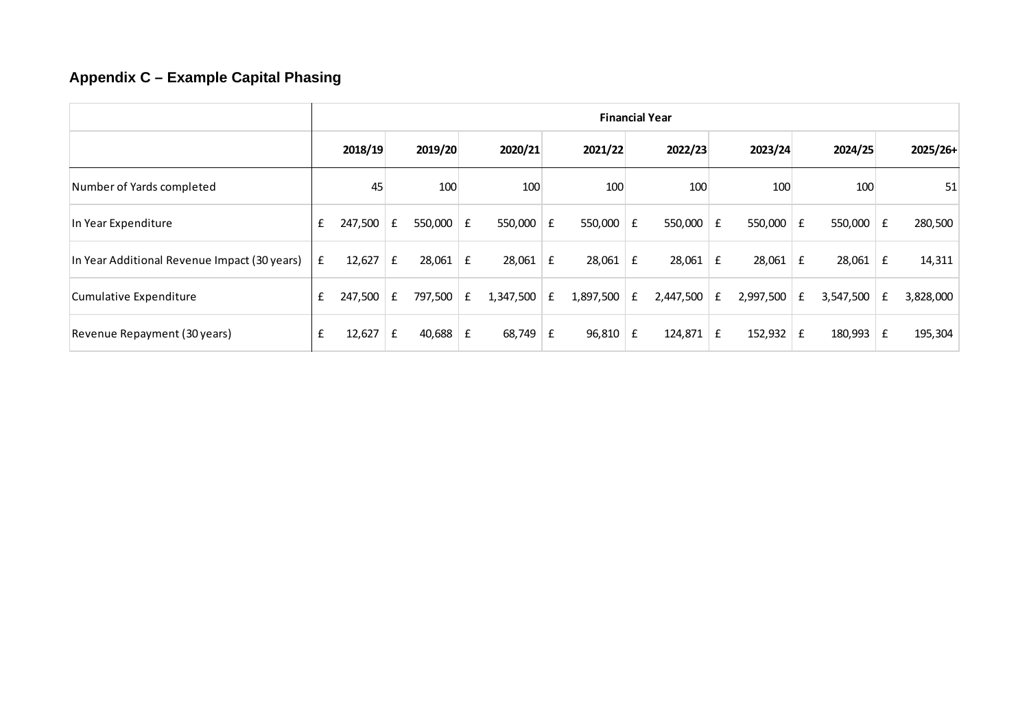## Appendix C – Example Capital Phasing

| | Financial Year | | | | | | | |
|---|---|---|---|---|---|---|---|---|
| | 2018/19 | 2019/20 | 2020/21 | 2021/22 | 2022/23 | 2023/24 | 2024/25 | 2025/26+ |
| Number of Yards completed | 45 | 100 | 100 | 100 | 100 | 100 | 100 | 51 |
| In Year Expenditure | £ 247,500 | £ 550,000 | £ 550,000 | £ 550,000 | £ 550,000 | £ 550,000 | £ 550,000 | £ 280,500 |
| In Year Additional Revenue Impact (30 years) | £ 12,627 | £ 28,061 | £ 28,061 | £ 28,061 | £ 28,061 | £ 28,061 | £ 28,061 | £ 14,311 |
| Cumulative Expenditure | £ 247,500 | £ 797,500 | £ 1,347,500 | £ 1,897,500 | £ 2,447,500 | £ 2,997,500 | £ 3,547,500 | £ 3,828,000 |
| Revenue Repayment (30 years) | £ 12,627 | £ 40,688 | £ 68,749 | £ 96,810 | £ 124,871 | £ 152,932 | £ 180,993 | £ 195,304 |